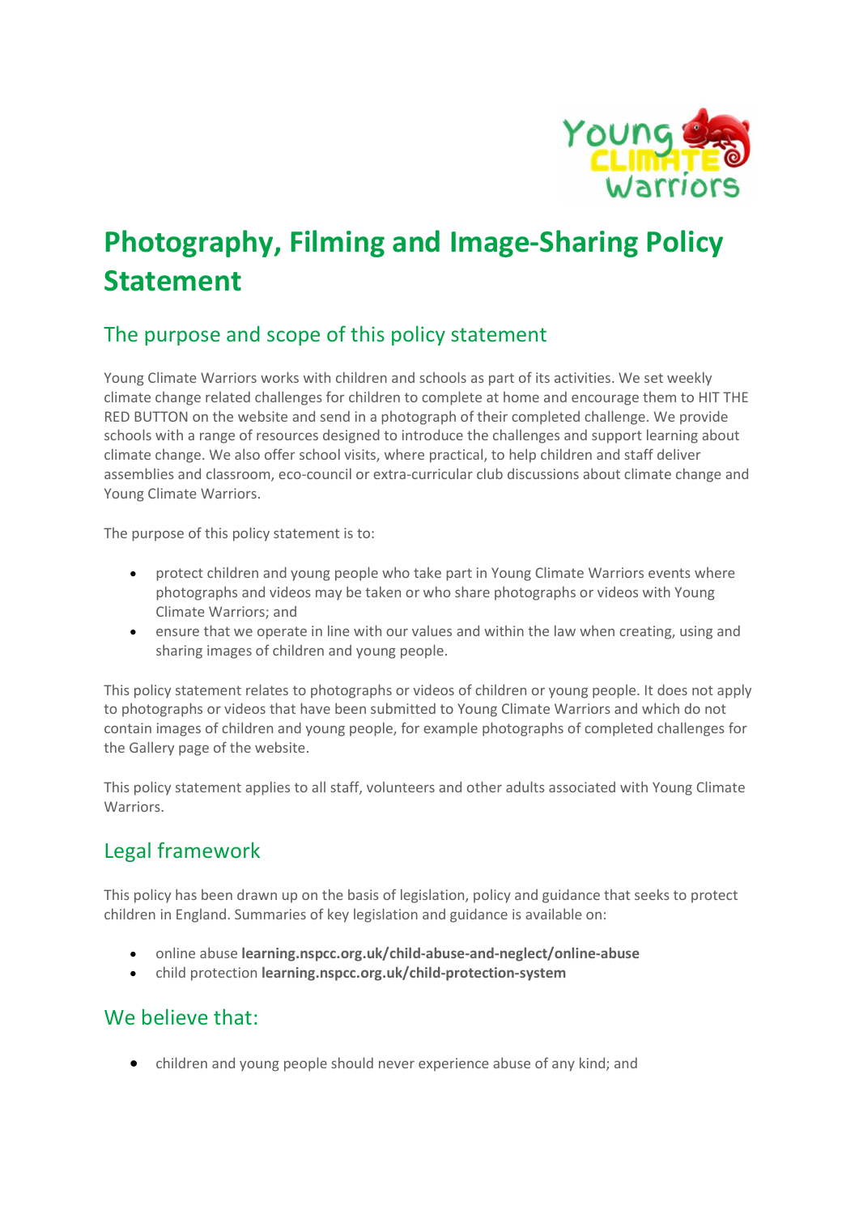# Photography, Filming and Image-Sharing Policy Statement

## The purpose and scope of this policy statement

Young Climate Warriors works with children and schools as part of its activities. We set weekly climate change related challenges for children to complete at home and encourage them to HIT THE RED BUTTON on the website and send in a photograph of their completed challenge. We provide schools with a range of resources designed to introduce the challenges and support learning about climate change. We also offer school visits, where practical, to help children and staff deliver assemblies and classroom, eco-council or extra-curricular club discussions about climate change and Young Climate Warriors.

The purpose of this policy statement is to:

- protect children and young people who take part in Young Climate Warriors events where photographs and videos may be taken or who share photographs or videos with Young Climate Warriors; and
- ensure that we operate in line with our values and within the law when creating, using and sharing images of children and young people.

This policy statement relates to photographs or videos of children or young people. It does not apply to photographs or videos that have been submitted to Young Climate Warriors and which do not contain images of children and young people, for example photographs of completed challenges for the Gallery page of the website.

This policy statement applies to all staff, volunteers and other adults associated with Young Climate Warriors.

## Legal framework

This policy has been drawn up on the basis of legislation, policy and guidance that seeks to protect children in England. Summaries of key legislation and guidance is available on:

- online abuse **learning.nspcc.org.uk/child-abuse-and-neglect/online-abuse**
- child protection **learning.nspcc.org.uk/child-protection-system**

## We believe that:

- children and young people should never experience abuse of any kind; and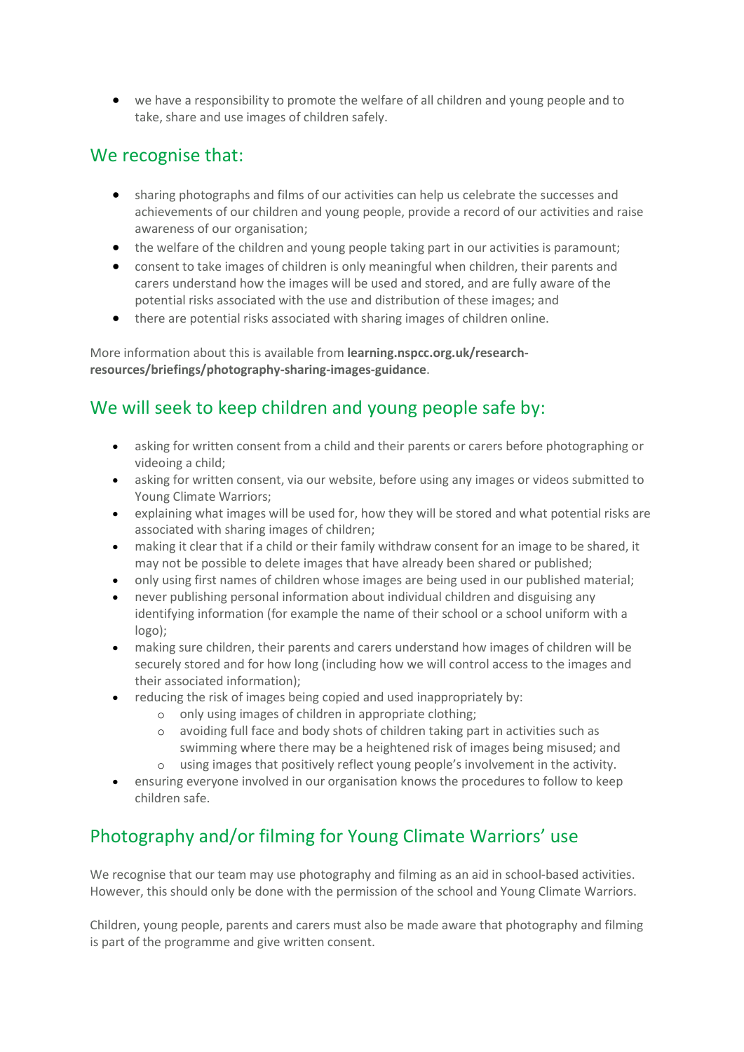- we have a responsibility to promote the welfare of all children and young people and to take, share and use images of children safely.

## We recognise that:

- sharing photographs and films of our activities can help us celebrate the successes and achievements of our children and young people, provide a record of our activities and raise awareness of our organisation;
- the welfare of the children and young people taking part in our activities is paramount;
- consent to take images of children is only meaningful when children, their parents and carers understand how the images will be used and stored, and are fully aware of the potential risks associated with the use and distribution of these images; and
- there are potential risks associated with sharing images of children online.

More information about this is available from **learning.nspcc.org.uk/research-resources/briefings/photography-sharing-images-guidance**.

## We will seek to keep children and young people safe by:

- asking for written consent from a child and their parents or carers before photographing or videoing a child;
- asking for written consent, via our website, before using any images or videos submitted to Young Climate Warriors;
- explaining what images will be used for, how they will be stored and what potential risks are associated with sharing images of children;
- making it clear that if a child or their family withdraw consent for an image to be shared, it may not be possible to delete images that have already been shared or published;
- only using first names of children whose images are being used in our published material;
- never publishing personal information about individual children and disguising any identifying information (for example the name of their school or a school uniform with a logo);
- making sure children, their parents and carers understand how images of children will be securely stored and for how long (including how we will control access to the images and their associated information);
- reducing the risk of images being copied and used inappropriately by:
  - only using images of children in appropriate clothing;
  - avoiding full face and body shots of children taking part in activities such as swimming where there may be a heightened risk of images being misused; and
  - using images that positively reflect young people's involvement in the activity.
- ensuring everyone involved in our organisation knows the procedures to follow to keep children safe.

## Photography and/or filming for Young Climate Warriors' use

We recognise that our team may use photography and filming as an aid in school-based activities. However, this should only be done with the permission of the school and Young Climate Warriors.

Children, young people, parents and carers must also be made aware that photography and filming is part of the programme and give written consent.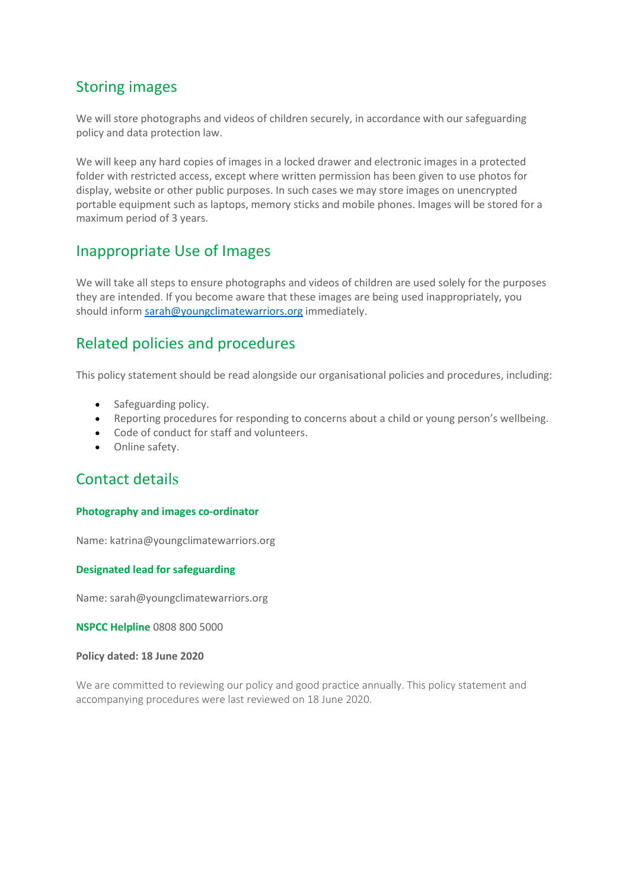## Storing images

We will store photographs and videos of children securely, in accordance with our safeguarding policy and data protection law.

We will keep any hard copies of images in a locked drawer and electronic images in a protected folder with restricted access, except where written permission has been given to use photos for display, website or other public purposes. In such cases we may store images on unencrypted portable equipment such as laptops, memory sticks and mobile phones. Images will be stored for a maximum period of 3 years.

## Inappropriate Use of Images

We will take all steps to ensure photographs and videos of children are used solely for the purposes they are intended. If you become aware that these images are being used inappropriately, you should inform sarah@youngclimatewarriors.org immediately.

## Related policies and procedures

This policy statement should be read alongside our organisational policies and procedures, including:

- Safeguarding policy.
- Reporting procedures for responding to concerns about a child or young person's wellbeing.
- Code of conduct for staff and volunteers.
- Online safety.

## Contact details

**Photography and images co-ordinator**

Name: katrina@youngclimatewarriors.org

**Designated lead for safeguarding**

Name: sarah@youngclimatewarriors.org

**NSPCC Helpline** 0808 800 5000

**Policy dated: 18 June 2020**

We are committed to reviewing our policy and good practice annually. This policy statement and accompanying procedures were last reviewed on 18 June 2020.